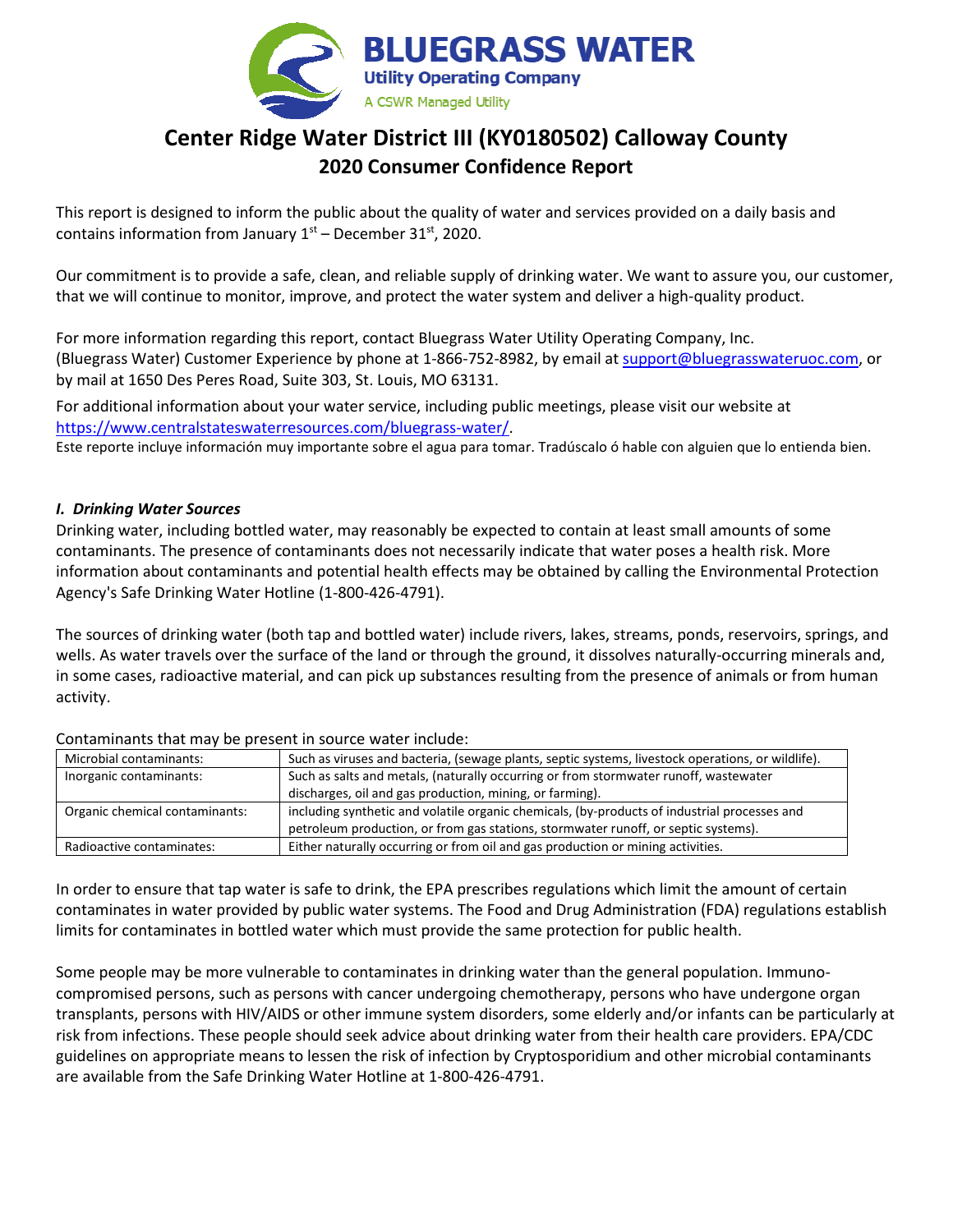**BLUEGRASS WATER**
**Utility Operating Company**
A CSWR Managed Utility

# Center Ridge Water District III (KY0180502) Calloway County
## 2020 Consumer Confidence Report

This report is designed to inform the public about the quality of water and services provided on a daily basis and contains information from January 1st – December 31st, 2020.

Our commitment is to provide a safe, clean, and reliable supply of drinking water. We want to assure you, our customer, that we will continue to monitor, improve, and protect the water system and deliver a high-quality product.

For more information regarding this report, contact Bluegrass Water Utility Operating Company, Inc. (Bluegrass Water) Customer Experience by phone at 1-866-752-8982, by email at support@bluegrasswateruoc.com, or by mail at 1650 Des Peres Road, Suite 303, St. Louis, MO 63131.

For additional information about your water service, including public meetings, please visit our website at https://www.centralstateswaterresources.com/bluegrass-water/.

Este reporte incluye información muy importante sobre el agua para tomar. Tradúscalo ó hable con alguien que lo entienda bien.

### *I. Drinking Water Sources*

Drinking water, including bottled water, may reasonably be expected to contain at least small amounts of some contaminants. The presence of contaminants does not necessarily indicate that water poses a health risk. More information about contaminants and potential health effects may be obtained by calling the Environmental Protection Agency's Safe Drinking Water Hotline (1-800-426-4791).

The sources of drinking water (both tap and bottled water) include rivers, lakes, streams, ponds, reservoirs, springs, and wells. As water travels over the surface of the land or through the ground, it dissolves naturally-occurring minerals and, in some cases, radioactive material, and can pick up substances resulting from the presence of animals or from human activity.

Contaminants that may be present in source water include:

| | |
|---|---|
| Microbial contaminants: | Such as viruses and bacteria, (sewage plants, septic systems, livestock operations, or wildlife). |
| Inorganic contaminants: | Such as salts and metals, (naturally occurring or from stormwater runoff, wastewater discharges, oil and gas production, mining, or farming). |
| Organic chemical contaminants: | including synthetic and volatile organic chemicals, (by-products of industrial processes and petroleum production, or from gas stations, stormwater runoff, or septic systems). |
| Radioactive contaminates: | Either naturally occurring or from oil and gas production or mining activities. |

In order to ensure that tap water is safe to drink, the EPA prescribes regulations which limit the amount of certain contaminates in water provided by public water systems. The Food and Drug Administration (FDA) regulations establish limits for contaminates in bottled water which must provide the same protection for public health.

Some people may be more vulnerable to contaminates in drinking water than the general population. Immuno-compromised persons, such as persons with cancer undergoing chemotherapy, persons who have undergone organ transplants, persons with HIV/AIDS or other immune system disorders, some elderly and/or infants can be particularly at risk from infections. These people should seek advice about drinking water from their health care providers. EPA/CDC guidelines on appropriate means to lessen the risk of infection by Cryptosporidium and other microbial contaminants are available from the Safe Drinking Water Hotline at 1-800-426-4791.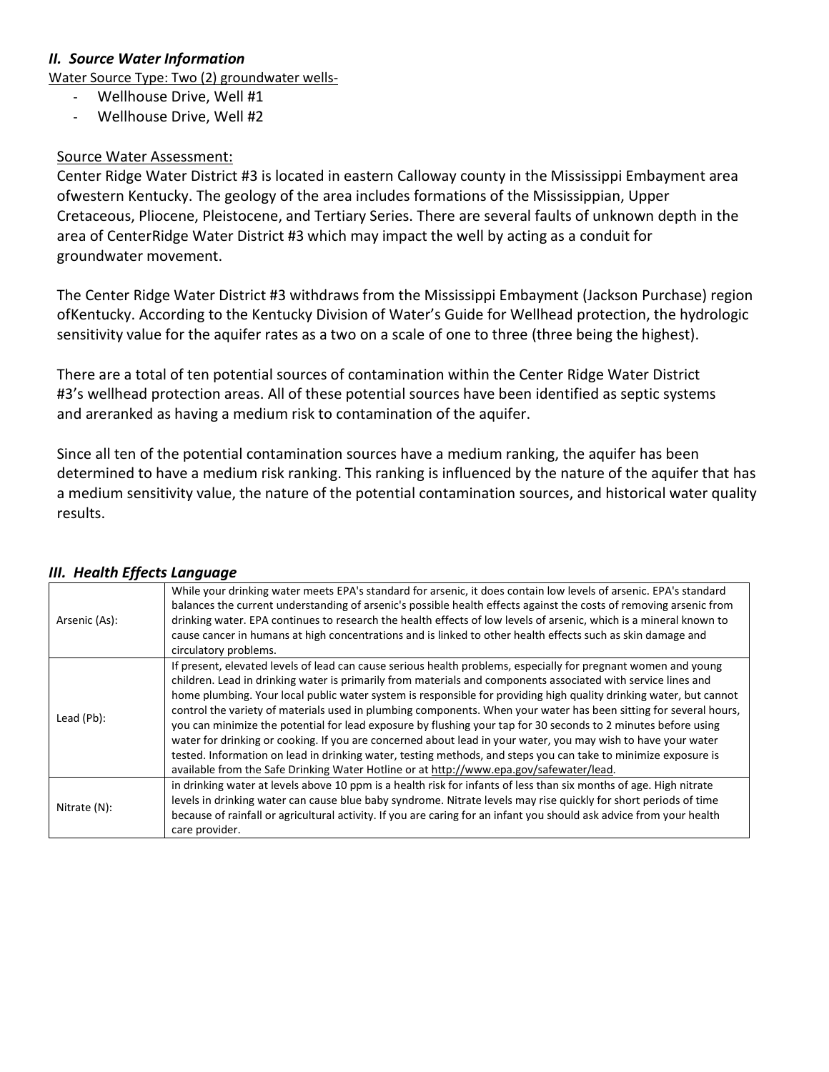## *II. Source Water Information*

Water Source Type: Two (2) groundwater wells-

- Wellhouse Drive, Well #1
- Wellhouse Drive, Well #2

Source Water Assessment:

Center Ridge Water District #3 is located in eastern Calloway county in the Mississippi Embayment area ofwestern Kentucky. The geology of the area includes formations of the Mississippian, Upper Cretaceous, Pliocene, Pleistocene, and Tertiary Series. There are several faults of unknown depth in the area of CenterRidge Water District #3 which may impact the well by acting as a conduit for groundwater movement.

The Center Ridge Water District #3 withdraws from the Mississippi Embayment (Jackson Purchase) region ofKentucky. According to the Kentucky Division of Water's Guide for Wellhead protection, the hydrologic sensitivity value for the aquifer rates as a two on a scale of one to three (three being the highest).

There are a total of ten potential sources of contamination within the Center Ridge Water District #3's wellhead protection areas. All of these potential sources have been identified as septic systems and areranked as having a medium risk to contamination of the aquifer.

Since all ten of the potential contamination sources have a medium ranking, the aquifer has been determined to have a medium risk ranking. This ranking is influenced by the nature of the aquifer that has a medium sensitivity value, the nature of the potential contamination sources, and historical water quality results.

## *III. Health Effects Language*

| | |
|---|---|
| Arsenic (As): | While your drinking water meets EPA's standard for arsenic, it does contain low levels of arsenic. EPA's standard balances the current understanding of arsenic's possible health effects against the costs of removing arsenic from drinking water. EPA continues to research the health effects of low levels of arsenic, which is a mineral known to cause cancer in humans at high concentrations and is linked to other health effects such as skin damage and circulatory problems. |
| Lead (Pb): | If present, elevated levels of lead can cause serious health problems, especially for pregnant women and young children. Lead in drinking water is primarily from materials and components associated with service lines and home plumbing. Your local public water system is responsible for providing high quality drinking water, but cannot control the variety of materials used in plumbing components. When your water has been sitting for several hours, you can minimize the potential for lead exposure by flushing your tap for 30 seconds to 2 minutes before using water for drinking or cooking. If you are concerned about lead in your water, you may wish to have your water tested. Information on lead in drinking water, testing methods, and steps you can take to minimize exposure is available from the Safe Drinking Water Hotline or at http://www.epa.gov/safewater/lead. |
| Nitrate (N): | in drinking water at levels above 10 ppm is a health risk for infants of less than six months of age. High nitrate levels in drinking water can cause blue baby syndrome. Nitrate levels may rise quickly for short periods of time because of rainfall or agricultural activity. If you are caring for an infant you should ask advice from your health care provider. |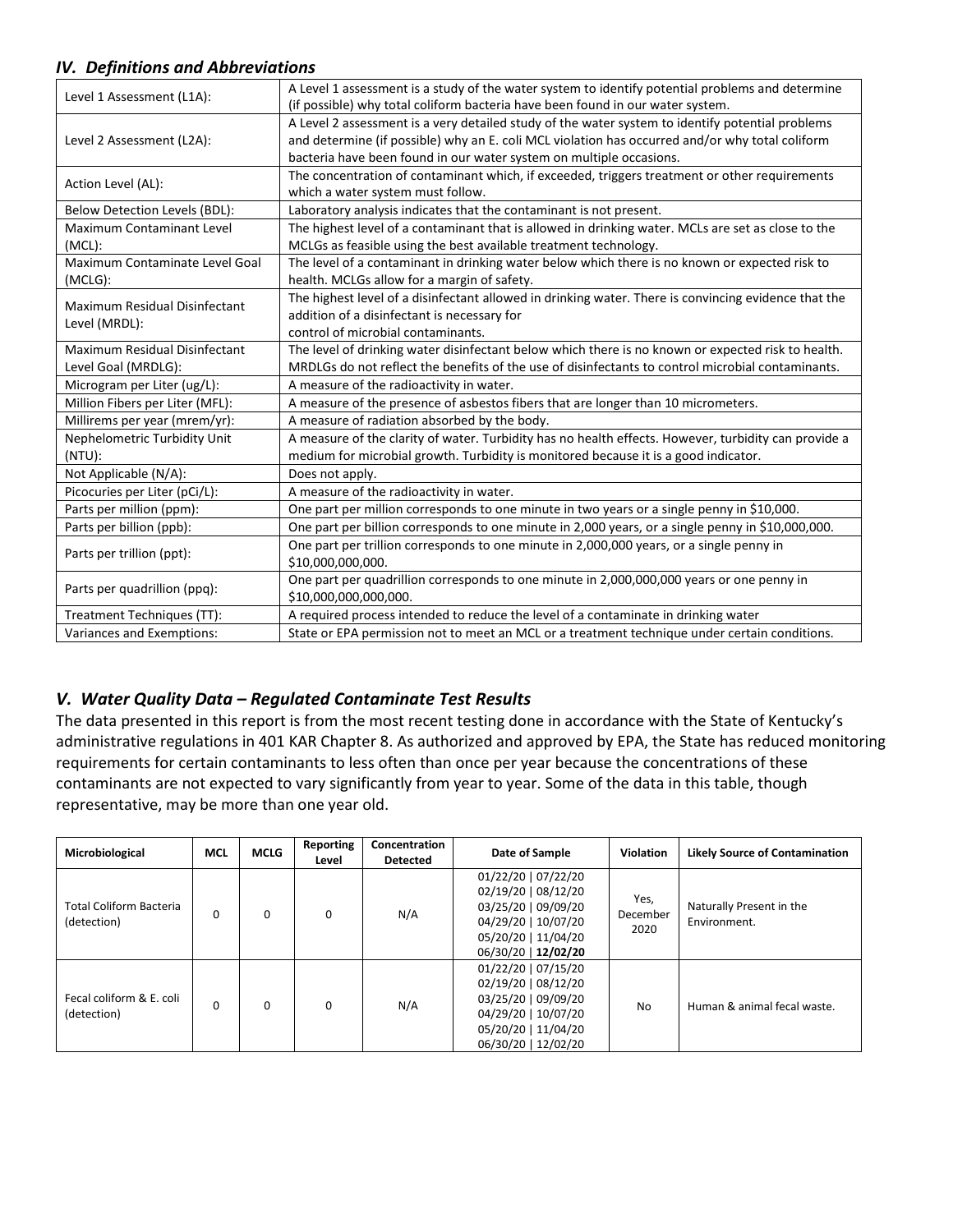## *IV. Definitions and Abbreviations*

| | |
|---|---|
| Level 1 Assessment (L1A): | A Level 1 assessment is a study of the water system to identify potential problems and determine (if possible) why total coliform bacteria have been found in our water system. |
| Level 2 Assessment (L2A): | A Level 2 assessment is a very detailed study of the water system to identify potential problems and determine (if possible) why an E. coli MCL violation has occurred and/or why total coliform bacteria have been found in our water system on multiple occasions. |
| Action Level (AL): | The concentration of contaminant which, if exceeded, triggers treatment or other requirements which a water system must follow. |
| Below Detection Levels (BDL): | Laboratory analysis indicates that the contaminant is not present. |
| Maximum Contaminant Level (MCL): | The highest level of a contaminant that is allowed in drinking water. MCLs are set as close to the MCLGs as feasible using the best available treatment technology. |
| Maximum Contaminate Level Goal (MCLG): | The level of a contaminant in drinking water below which there is no known or expected risk to health. MCLGs allow for a margin of safety. |
| Maximum Residual Disinfectant Level (MRDL): | The highest level of a disinfectant allowed in drinking water. There is convincing evidence that the addition of a disinfectant is necessary for control of microbial contaminants. |
| Maximum Residual Disinfectant Level Goal (MRDLG): | The level of drinking water disinfectant below which there is no known or expected risk to health. MRDLGs do not reflect the benefits of the use of disinfectants to control microbial contaminants. |
| Microgram per Liter (ug/L): | A measure of the radioactivity in water. |
| Million Fibers per Liter (MFL): | A measure of the presence of asbestos fibers that are longer than 10 micrometers. |
| Millirems per year (mrem/yr): | A measure of radiation absorbed by the body. |
| Nephelometric Turbidity Unit (NTU): | A measure of the clarity of water. Turbidity has no health effects. However, turbidity can provide a medium for microbial growth. Turbidity is monitored because it is a good indicator. |
| Not Applicable (N/A): | Does not apply. |
| Picocuries per Liter (pCi/L): | A measure of the radioactivity in water. |
| Parts per million (ppm): | One part per million corresponds to one minute in two years or a single penny in $10,000. |
| Parts per billion (ppb): | One part per billion corresponds to one minute in 2,000 years, or a single penny in $10,000,000. |
| Parts per trillion (ppt): | One part per trillion corresponds to one minute in 2,000,000 years, or a single penny in $10,000,000,000. |
| Parts per quadrillion (ppq): | One part per quadrillion corresponds to one minute in 2,000,000,000 years or one penny in $10,000,000,000,000. |
| Treatment Techniques (TT): | A required process intended to reduce the level of a contaminate in drinking water |
| Variances and Exemptions: | State or EPA permission not to meet an MCL or a treatment technique under certain conditions. |

## *V. Water Quality Data – Regulated Contaminate Test Results*

The data presented in this report is from the most recent testing done in accordance with the State of Kentucky's administrative regulations in 401 KAR Chapter 8. As authorized and approved by EPA, the State has reduced monitoring requirements for certain contaminants to less often than once per year because the concentrations of these contaminants are not expected to vary significantly from year to year. Some of the data in this table, though representative, may be more than one year old.

| Microbiological | MCL | MCLG | Reporting Level | Concentration Detected | Date of Sample | Violation | Likely Source of Contamination |
|---|---|---|---|---|---|---|---|
| Total Coliform Bacteria (detection) | 0 | 0 | 0 | N/A | 01/22/20 \| 07/22/20<br>02/19/20 \| 08/12/20<br>03/25/20 \| 09/09/20<br>04/29/20 \| 10/07/20<br>05/20/20 \| 11/04/20<br>06/30/20 \| **12/02/20** | Yes, December 2020 | Naturally Present in the Environment. |
| Fecal coliform & E. coli (detection) | 0 | 0 | 0 | N/A | 01/22/20 \| 07/15/20<br>02/19/20 \| 08/12/20<br>03/25/20 \| 09/09/20<br>04/29/20 \| 10/07/20<br>05/20/20 \| 11/04/20<br>06/30/20 \| 12/02/20 | No | Human & animal fecal waste. |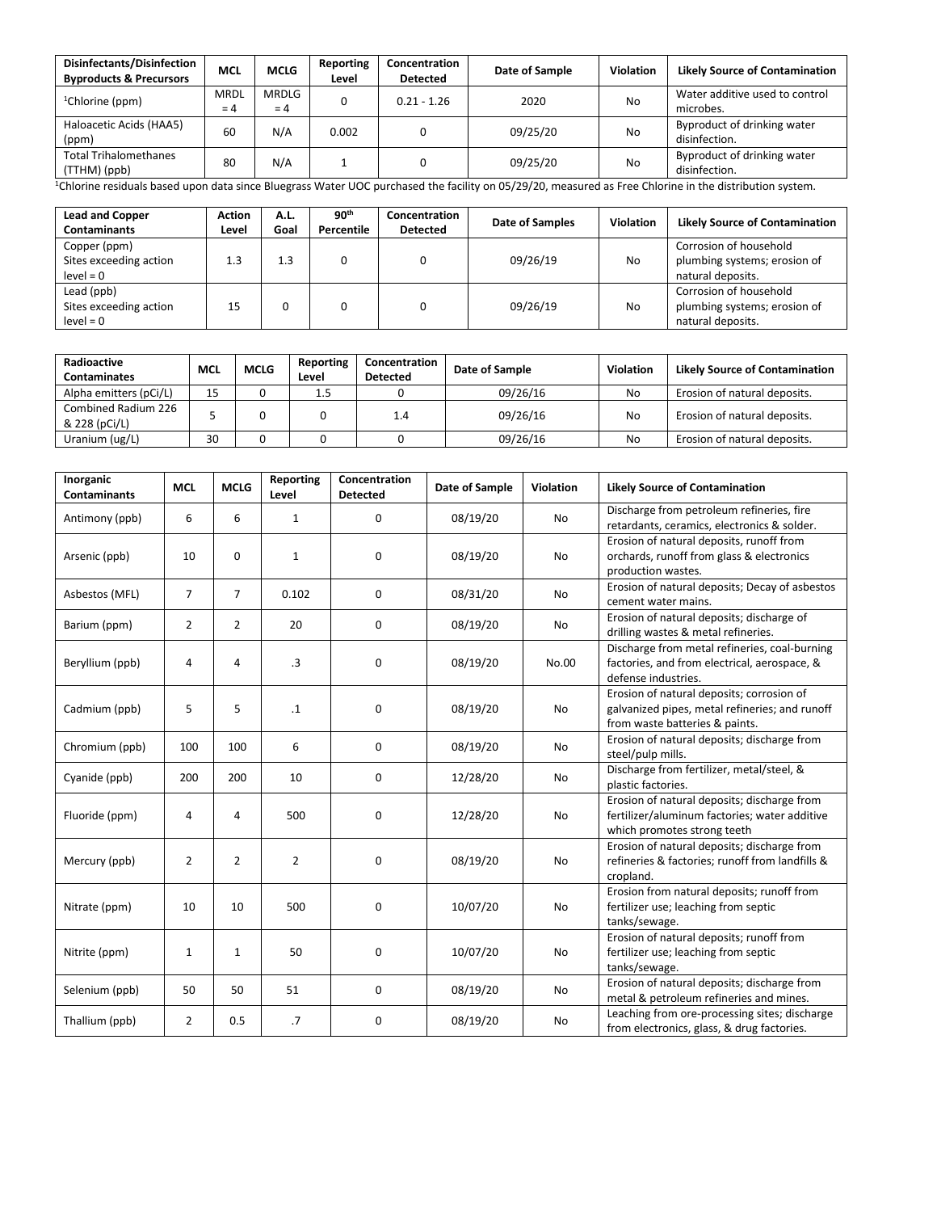| Disinfectants/Disinfection Byproducts & Precursors | MCL | MCLG | Reporting Level | Concentration Detected | Date of Sample | Violation | Likely Source of Contamination |
|---|---|---|---|---|---|---|---|
| [1]Chlorine (ppm) | MRDL = 4 | MRDLG = 4 | 0 | 0.21 - 1.26 | 2020 | No | Water additive used to control microbes. |
| Haloacetic Acids (HAA5) (ppm) | 60 | N/A | 0.002 | 0 | 09/25/20 | No | Byproduct of drinking water disinfection. |
| Total Trihalomethanes (TTHM) (ppb) | 80 | N/A | 1 | 0 | 09/25/20 | No | Byproduct of drinking water disinfection. |

[1]Chlorine residuals based upon data since Bluegrass Water UOC purchased the facility on 05/29/20, measured as Free Chlorine in the distribution system.

| Lead and Copper Contaminants | Action Level | A.L. Goal | 90th Percentile | Concentration Detected | Date of Samples | Violation | Likely Source of Contamination |
|---|---|---|---|---|---|---|---|
| Copper (ppm) Sites exceeding action level = 0 | 1.3 | 1.3 | 0 | 0 | 09/26/19 | No | Corrosion of household plumbing systems; erosion of natural deposits. |
| Lead (ppb) Sites exceeding action level = 0 | 15 | 0 | 0 | 0 | 09/26/19 | No | Corrosion of household plumbing systems; erosion of natural deposits. |

| Radioactive Contaminates | MCL | MCLG | Reporting Level | Concentration Detected | Date of Sample | Violation | Likely Source of Contamination |
|---|---|---|---|---|---|---|---|
| Alpha emitters (pCi/L) | 15 | 0 | 1.5 | 0 | 09/26/16 | No | Erosion of natural deposits. |
| Combined Radium 226 & 228 (pCi/L) | 5 | 0 | 0 | 1.4 | 09/26/16 | No | Erosion of natural deposits. |
| Uranium (ug/L) | 30 | 0 | 0 | 0 | 09/26/16 | No | Erosion of natural deposits. |

| Inorganic Contaminants | MCL | MCLG | Reporting Level | Concentration Detected | Date of Sample | Violation | Likely Source of Contamination |
|---|---|---|---|---|---|---|---|
| Antimony (ppb) | 6 | 6 | 1 | 0 | 08/19/20 | No | Discharge from petroleum refineries, fire retardants, ceramics, electronics & solder. |
| Arsenic (ppb) | 10 | 0 | 1 | 0 | 08/19/20 | No | Erosion of natural deposits, runoff from orchards, runoff from glass & electronics production wastes. |
| Asbestos (MFL) | 7 | 7 | 0.102 | 0 | 08/31/20 | No | Erosion of natural deposits; Decay of asbestos cement water mains. |
| Barium (ppm) | 2 | 2 | 20 | 0 | 08/19/20 | No | Erosion of natural deposits; discharge of drilling wastes & metal refineries. |
| Beryllium (ppb) | 4 | 4 | .3 | 0 | 08/19/20 | No.00 | Discharge from metal refineries, coal-burning factories, and from electrical, aerospace, & defense industries. |
| Cadmium (ppb) | 5 | 5 | .1 | 0 | 08/19/20 | No | Erosion of natural deposits; corrosion of galvanized pipes, metal refineries; and runoff from waste batteries & paints. |
| Chromium (ppb) | 100 | 100 | 6 | 0 | 08/19/20 | No | Erosion of natural deposits; discharge from steel/pulp mills. |
| Cyanide (ppb) | 200 | 200 | 10 | 0 | 12/28/20 | No | Discharge from fertilizer, metal/steel, & plastic factories. |
| Fluoride (ppm) | 4 | 4 | 500 | 0 | 12/28/20 | No | Erosion of natural deposits; discharge from fertilizer/aluminum factories; water additive which promotes strong teeth |
| Mercury (ppb) | 2 | 2 | 2 | 0 | 08/19/20 | No | Erosion of natural deposits; discharge from refineries & factories; runoff from landfills & cropland. |
| Nitrate (ppm) | 10 | 10 | 500 | 0 | 10/07/20 | No | Erosion from natural deposits; runoff from fertilizer use; leaching from septic tanks/sewage. |
| Nitrite (ppm) | 1 | 1 | 50 | 0 | 10/07/20 | No | Erosion of natural deposits; runoff from fertilizer use; leaching from septic tanks/sewage. |
| Selenium (ppb) | 50 | 50 | 51 | 0 | 08/19/20 | No | Erosion of natural deposits; discharge from metal & petroleum refineries and mines. |
| Thallium (ppb) | 2 | 0.5 | .7 | 0 | 08/19/20 | No | Leaching from ore-processing sites; discharge from electronics, glass, & drug factories. |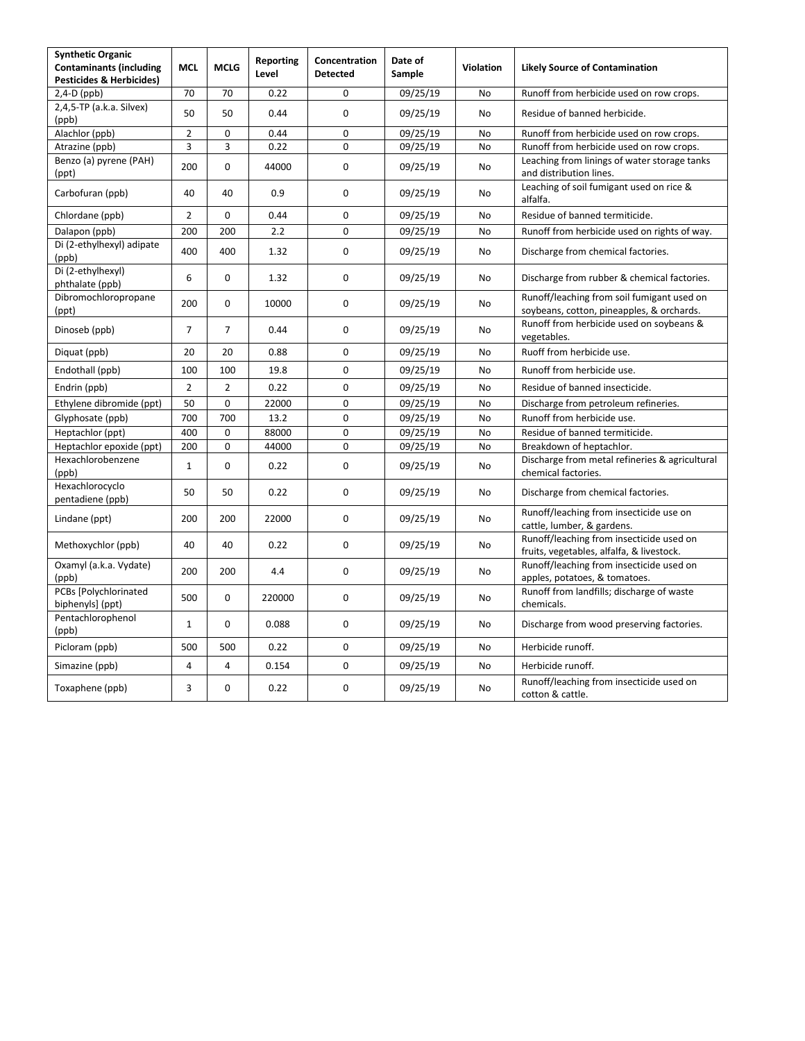| Synthetic Organic Contaminants (including Pesticides & Herbicides) | MCL | MCLG | Reporting Level | Concentration Detected | Date of Sample | Violation | Likely Source of Contamination |
|---|---|---|---|---|---|---|---|
| 2,4-D (ppb) | 70 | 70 | 0.22 | 0 | 09/25/19 | No | Runoff from herbicide used on row crops. |
| 2,4,5-TP (a.k.a. Silvex) (ppb) | 50 | 50 | 0.44 | 0 | 09/25/19 | No | Residue of banned herbicide. |
| Alachlor (ppb) | 2 | 0 | 0.44 | 0 | 09/25/19 | No | Runoff from herbicide used on row crops. |
| Atrazine (ppb) | 3 | 3 | 0.22 | 0 | 09/25/19 | No | Runoff from herbicide used on row crops. |
| Benzo (a) pyrene (PAH) (ppt) | 200 | 0 | 44000 | 0 | 09/25/19 | No | Leaching from linings of water storage tanks and distribution lines. |
| Carbofuran (ppb) | 40 | 40 | 0.9 | 0 | 09/25/19 | No | Leaching of soil fumigant used on rice & alfalfa. |
| Chlordane (ppb) | 2 | 0 | 0.44 | 0 | 09/25/19 | No | Residue of banned termiticide. |
| Dalapon (ppb) | 200 | 200 | 2.2 | 0 | 09/25/19 | No | Runoff from herbicide used on rights of way. |
| Di (2-ethylhexyl) adipate (ppb) | 400 | 400 | 1.32 | 0 | 09/25/19 | No | Discharge from chemical factories. |
| Di (2-ethylhexyl) phthalate (ppb) | 6 | 0 | 1.32 | 0 | 09/25/19 | No | Discharge from rubber & chemical factories. |
| Dibromochloropropane (ppt) | 200 | 0 | 10000 | 0 | 09/25/19 | No | Runoff/leaching from soil fumigant used on soybeans, cotton, pineapples, & orchards. |
| Dinoseb (ppb) | 7 | 7 | 0.44 | 0 | 09/25/19 | No | Runoff from herbicide used on soybeans & vegetables. |
| Diquat (ppb) | 20 | 20 | 0.88 | 0 | 09/25/19 | No | Ruoff from herbicide use. |
| Endothall (ppb) | 100 | 100 | 19.8 | 0 | 09/25/19 | No | Runoff from herbicide use. |
| Endrin (ppb) | 2 | 2 | 0.22 | 0 | 09/25/19 | No | Residue of banned insecticide. |
| Ethylene dibromide (ppt) | 50 | 0 | 22000 | 0 | 09/25/19 | No | Discharge from petroleum refineries. |
| Glyphosate (ppb) | 700 | 700 | 13.2 | 0 | 09/25/19 | No | Runoff from herbicide use. |
| Heptachlor (ppt) | 400 | 0 | 88000 | 0 | 09/25/19 | No | Residue of banned termiticide. |
| Heptachlor epoxide (ppt) | 200 | 0 | 44000 | 0 | 09/25/19 | No | Breakdown of heptachlor. |
| Hexachlorobenzene (ppb) | 1 | 0 | 0.22 | 0 | 09/25/19 | No | Discharge from metal refineries & agricultural chemical factories. |
| Hexachlorocyclo pentadiene (ppb) | 50 | 50 | 0.22 | 0 | 09/25/19 | No | Discharge from chemical factories. |
| Lindane (ppt) | 200 | 200 | 22000 | 0 | 09/25/19 | No | Runoff/leaching from insecticide use on cattle, lumber, & gardens. |
| Methoxychlor (ppb) | 40 | 40 | 0.22 | 0 | 09/25/19 | No | Runoff/leaching from insecticide used on fruits, vegetables, alfalfa, & livestock. |
| Oxamyl (a.k.a. Vydate) (ppb) | 200 | 200 | 4.4 | 0 | 09/25/19 | No | Runoff/leaching from insecticide used on apples, potatoes, & tomatoes. |
| PCBs [Polychlorinated biphenyls] (ppt) | 500 | 0 | 220000 | 0 | 09/25/19 | No | Runoff from landfills; discharge of waste chemicals. |
| Pentachlorophenol (ppb) | 1 | 0 | 0.088 | 0 | 09/25/19 | No | Discharge from wood preserving factories. |
| Picloram (ppb) | 500 | 500 | 0.22 | 0 | 09/25/19 | No | Herbicide runoff. |
| Simazine (ppb) | 4 | 4 | 0.154 | 0 | 09/25/19 | No | Herbicide runoff. |
| Toxaphene (ppb) | 3 | 0 | 0.22 | 0 | 09/25/19 | No | Runoff/leaching from insecticide used on cotton & cattle. |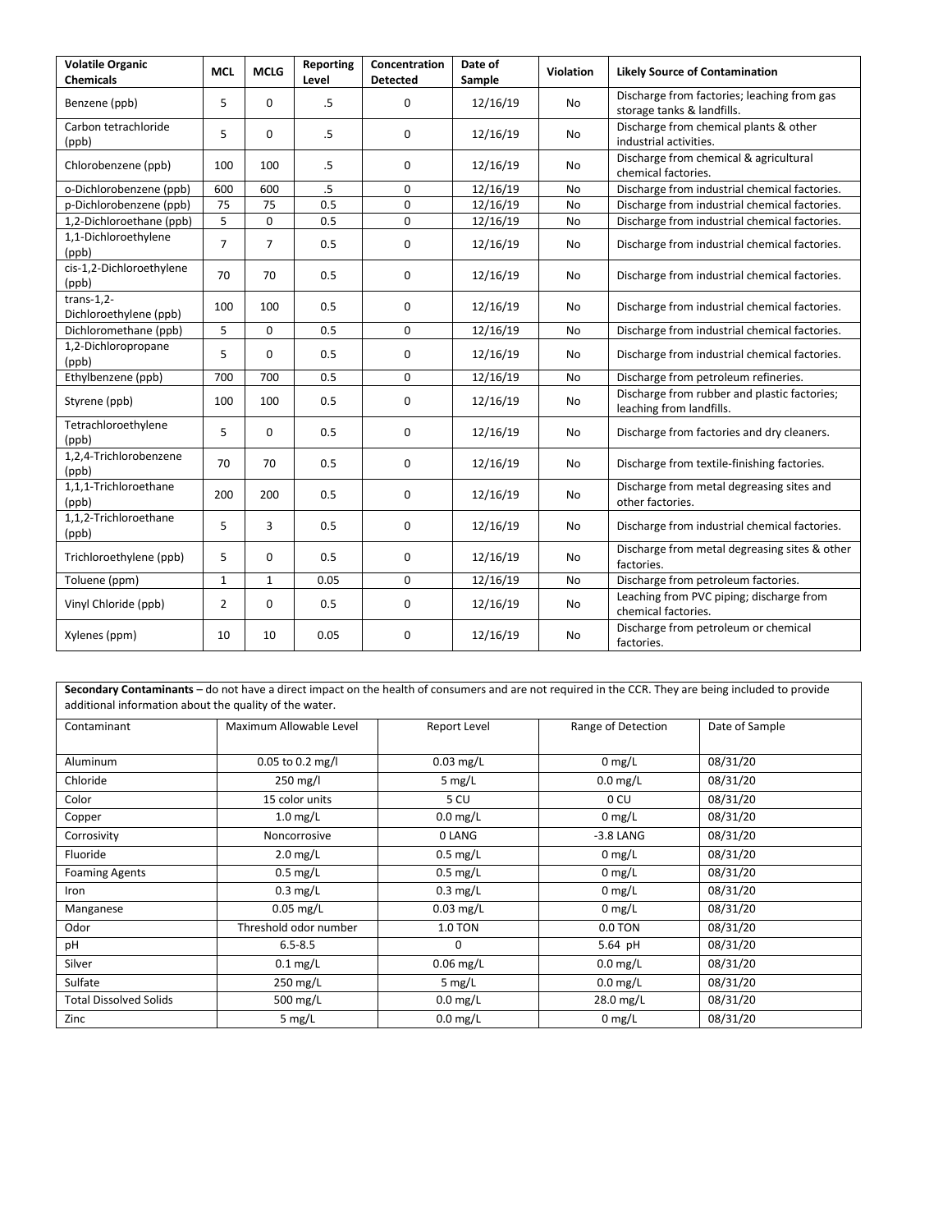| Volatile Organic Chemicals | MCL | MCLG | Reporting Level | Concentration Detected | Date of Sample | Violation | Likely Source of Contamination |
|---|---|---|---|---|---|---|---|
| Benzene (ppb) | 5 | 0 | .5 | 0 | 12/16/19 | No | Discharge from factories; leaching from gas storage tanks & landfills. |
| Carbon tetrachloride (ppb) | 5 | 0 | .5 | 0 | 12/16/19 | No | Discharge from chemical plants & other industrial activities. |
| Chlorobenzene (ppb) | 100 | 100 | .5 | 0 | 12/16/19 | No | Discharge from chemical & agricultural chemical factories. |
| o-Dichlorobenzene (ppb) | 600 | 600 | .5 | 0 | 12/16/19 | No | Discharge from industrial chemical factories. |
| p-Dichlorobenzene (ppb) | 75 | 75 | 0.5 | 0 | 12/16/19 | No | Discharge from industrial chemical factories. |
| 1,2-Dichloroethane (ppb) | 5 | 0 | 0.5 | 0 | 12/16/19 | No | Discharge from industrial chemical factories. |
| 1,1-Dichloroethylene (ppb) | 7 | 7 | 0.5 | 0 | 12/16/19 | No | Discharge from industrial chemical factories. |
| cis-1,2-Dichloroethylene (ppb) | 70 | 70 | 0.5 | 0 | 12/16/19 | No | Discharge from industrial chemical factories. |
| trans-1,2-Dichloroethylene (ppb) | 100 | 100 | 0.5 | 0 | 12/16/19 | No | Discharge from industrial chemical factories. |
| Dichloromethane (ppb) | 5 | 0 | 0.5 | 0 | 12/16/19 | No | Discharge from industrial chemical factories. |
| 1,2-Dichloropropane (ppb) | 5 | 0 | 0.5 | 0 | 12/16/19 | No | Discharge from industrial chemical factories. |
| Ethylbenzene (ppb) | 700 | 700 | 0.5 | 0 | 12/16/19 | No | Discharge from petroleum refineries. |
| Styrene (ppb) | 100 | 100 | 0.5 | 0 | 12/16/19 | No | Discharge from rubber and plastic factories; leaching from landfills. |
| Tetrachloroethylene (ppb) | 5 | 0 | 0.5 | 0 | 12/16/19 | No | Discharge from factories and dry cleaners. |
| 1,2,4-Trichlorobenzene (ppb) | 70 | 70 | 0.5 | 0 | 12/16/19 | No | Discharge from textile-finishing factories. |
| 1,1,1-Trichloroethane (ppb) | 200 | 200 | 0.5 | 0 | 12/16/19 | No | Discharge from metal degreasing sites and other factories. |
| 1,1,2-Trichloroethane (ppb) | 5 | 3 | 0.5 | 0 | 12/16/19 | No | Discharge from industrial chemical factories. |
| Trichloroethylene (ppb) | 5 | 0 | 0.5 | 0 | 12/16/19 | No | Discharge from metal degreasing sites & other factories. |
| Toluene (ppm) | 1 | 1 | 0.05 | 0 | 12/16/19 | No | Discharge from petroleum factories. |
| Vinyl Chloride (ppb) | 2 | 0 | 0.5 | 0 | 12/16/19 | No | Leaching from PVC piping; discharge from chemical factories. |
| Xylenes (ppm) | 10 | 10 | 0.05 | 0 | 12/16/19 | No | Discharge from petroleum or chemical factories. |

**Secondary Contaminants** – do not have a direct impact on the health of consumers and are not required in the CCR. They are being included to provide additional information about the quality of the water.

| Contaminant | Maximum Allowable Level | Report Level | Range of Detection | Date of Sample |
|---|---|---|---|---|
| Aluminum | 0.05 to 0.2 mg/l | 0.03 mg/L | 0 mg/L | 08/31/20 |
| Chloride | 250 mg/l | 5 mg/L | 0.0 mg/L | 08/31/20 |
| Color | 15 color units | 5 CU | 0 CU | 08/31/20 |
| Copper | 1.0 mg/L | 0.0 mg/L | 0 mg/L | 08/31/20 |
| Corrosivity | Noncorrosive | 0 LANG | -3.8 LANG | 08/31/20 |
| Fluoride | 2.0 mg/L | 0.5 mg/L | 0 mg/L | 08/31/20 |
| Foaming Agents | 0.5 mg/L | 0.5 mg/L | 0 mg/L | 08/31/20 |
| Iron | 0.3 mg/L | 0.3 mg/L | 0 mg/L | 08/31/20 |
| Manganese | 0.05 mg/L | 0.03 mg/L | 0 mg/L | 08/31/20 |
| Odor | Threshold odor number | 1.0 TON | 0.0 TON | 08/31/20 |
| pH | 6.5-8.5 | 0 | 5.64 pH | 08/31/20 |
| Silver | 0.1 mg/L | 0.06 mg/L | 0.0 mg/L | 08/31/20 |
| Sulfate | 250 mg/L | 5 mg/L | 0.0 mg/L | 08/31/20 |
| Total Dissolved Solids | 500 mg/L | 0.0 mg/L | 28.0 mg/L | 08/31/20 |
| Zinc | 5 mg/L | 0.0 mg/L | 0 mg/L | 08/31/20 |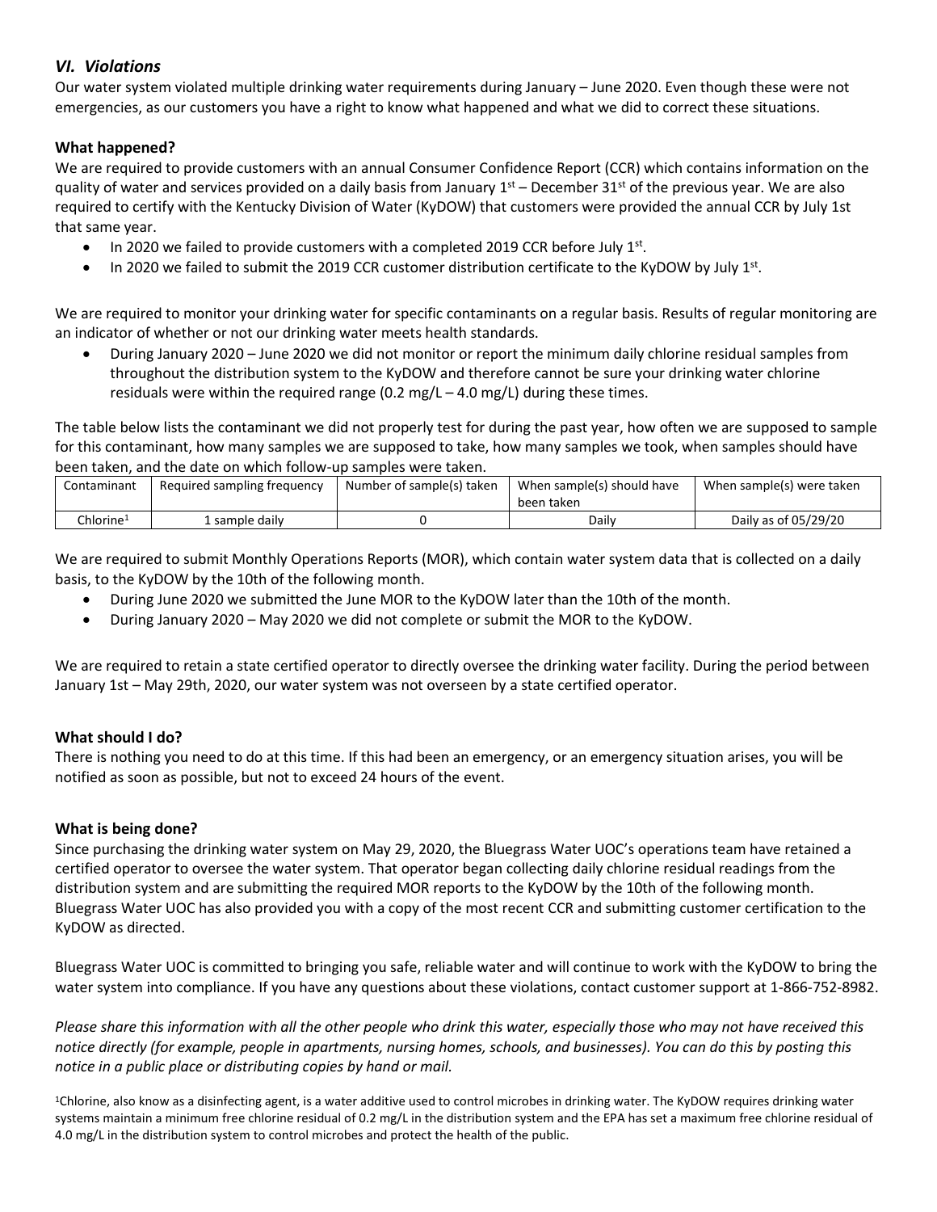## *VI. Violations*

Our water system violated multiple drinking water requirements during January – June 2020. Even though these were not emergencies, as our customers you have a right to know what happened and what we did to correct these situations.

### What happened?

We are required to provide customers with an annual Consumer Confidence Report (CCR) which contains information on the quality of water and services provided on a daily basis from January 1st – December 31st of the previous year. We are also required to certify with the Kentucky Division of Water (KyDOW) that customers were provided the annual CCR by July 1st that same year.

- In 2020 we failed to provide customers with a completed 2019 CCR before July 1st.
- In 2020 we failed to submit the 2019 CCR customer distribution certificate to the KyDOW by July 1st.

We are required to monitor your drinking water for specific contaminants on a regular basis. Results of regular monitoring are an indicator of whether or not our drinking water meets health standards.

- During January 2020 – June 2020 we did not monitor or report the minimum daily chlorine residual samples from throughout the distribution system to the KyDOW and therefore cannot be sure your drinking water chlorine residuals were within the required range (0.2 mg/L – 4.0 mg/L) during these times.

The table below lists the contaminant we did not properly test for during the past year, how often we are supposed to sample for this contaminant, how many samples we are supposed to take, how many samples we took, when samples should have been taken, and the date on which follow-up samples were taken.

| Contaminant | Required sampling frequency | Number of sample(s) taken | When sample(s) should have been taken | When sample(s) were taken |
|---|---|---|---|---|
| Chlorine[1] | 1 sample daily | 0 | Daily | Daily as of 05/29/20 |

We are required to submit Monthly Operations Reports (MOR), which contain water system data that is collected on a daily basis, to the KyDOW by the 10th of the following month.

- During June 2020 we submitted the June MOR to the KyDOW later than the 10th of the month.
- During January 2020 – May 2020 we did not complete or submit the MOR to the KyDOW.

We are required to retain a state certified operator to directly oversee the drinking water facility. During the period between January 1st – May 29th, 2020, our water system was not overseen by a state certified operator.

### What should I do?

There is nothing you need to do at this time. If this had been an emergency, or an emergency situation arises, you will be notified as soon as possible, but not to exceed 24 hours of the event.

### What is being done?

Since purchasing the drinking water system on May 29, 2020, the Bluegrass Water UOC's operations team have retained a certified operator to oversee the water system. That operator began collecting daily chlorine residual readings from the distribution system and are submitting the required MOR reports to the KyDOW by the 10th of the following month. Bluegrass Water UOC has also provided you with a copy of the most recent CCR and submitting customer certification to the KyDOW as directed.

Bluegrass Water UOC is committed to bringing you safe, reliable water and will continue to work with the KyDOW to bring the water system into compliance. If you have any questions about these violations, contact customer support at 1-866-752-8982.

*Please share this information with all the other people who drink this water, especially those who may not have received this notice directly (for example, people in apartments, nursing homes, schools, and businesses). You can do this by posting this notice in a public place or distributing copies by hand or mail.*

[1]Chlorine, also know as a disinfecting agent, is a water additive used to control microbes in drinking water. The KyDOW requires drinking water systems maintain a minimum free chlorine residual of 0.2 mg/L in the distribution system and the EPA has set a maximum free chlorine residual of 4.0 mg/L in the distribution system to control microbes and protect the health of the public.